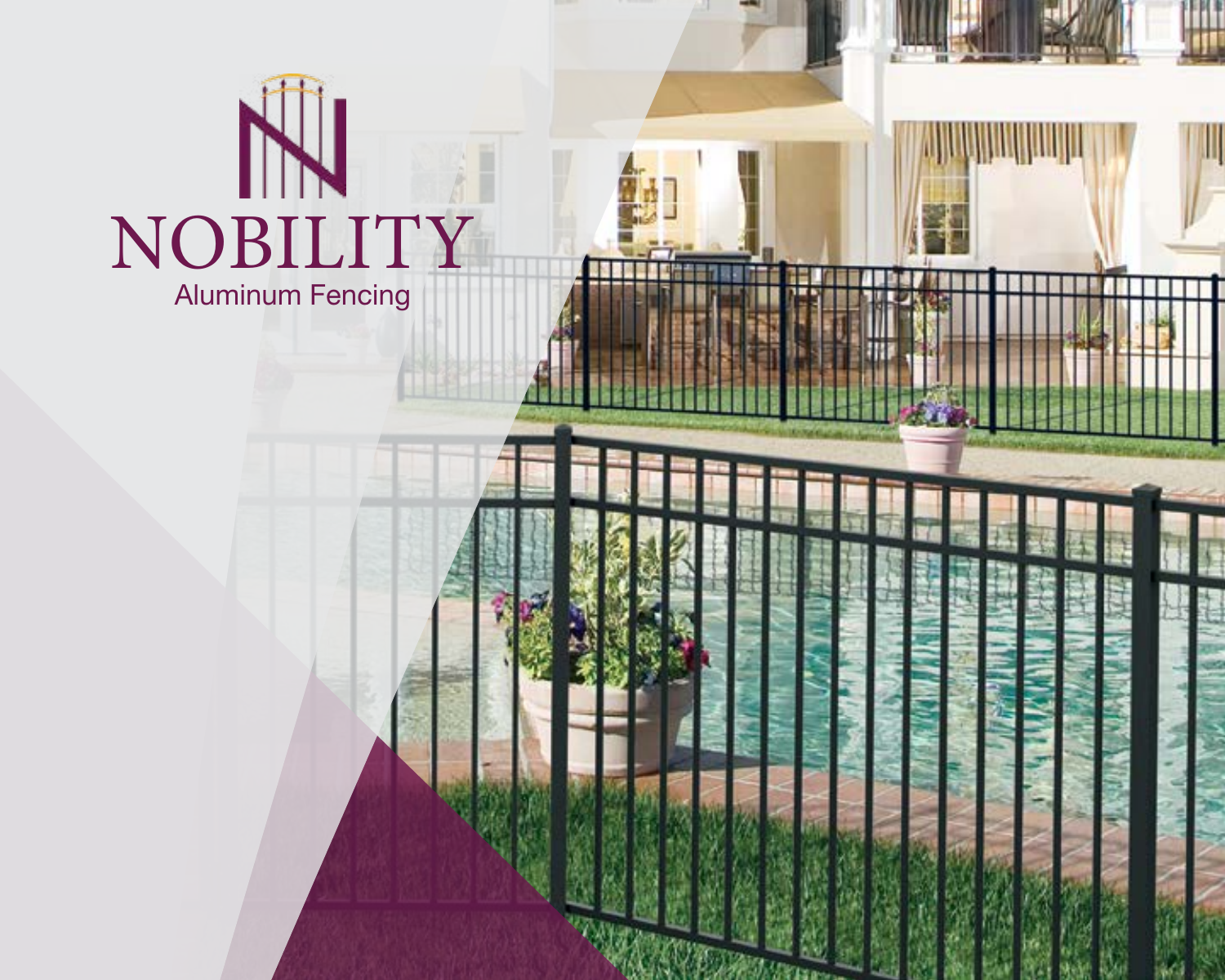# NOBILITY

Aluminum Fencing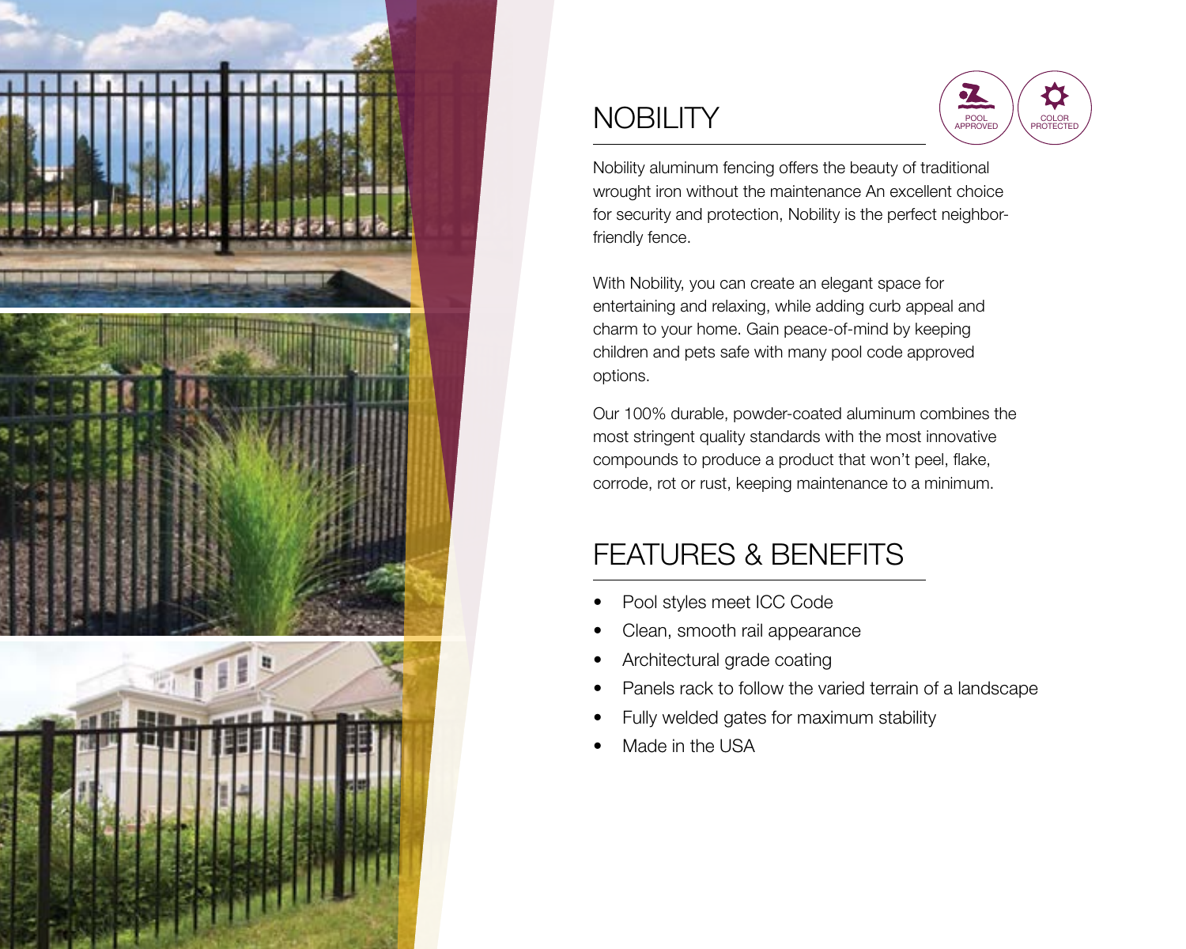# NOBILITY

POOL APPROVED

COLOR PROTECTED

Nobility aluminum fencing offers the beauty of traditional wrought iron without the maintenance An excellent choice for security and protection, Nobility is the perfect neighbor-friendly fence.

With Nobility, you can create an elegant space for entertaining and relaxing, while adding curb appeal and charm to your home. Gain peace-of-mind by keeping children and pets safe with many pool code approved options.

Our 100% durable, powder-coated aluminum combines the most stringent quality standards with the most innovative compounds to produce a product that won't peel, flake, corrode, rot or rust, keeping maintenance to a minimum.

## FEATURES & BENEFITS

- Pool styles meet ICC Code
- Clean, smooth rail appearance
- Architectural grade coating
- Panels rack to follow the varied terrain of a landscape
- Fully welded gates for maximum stability
- Made in the USA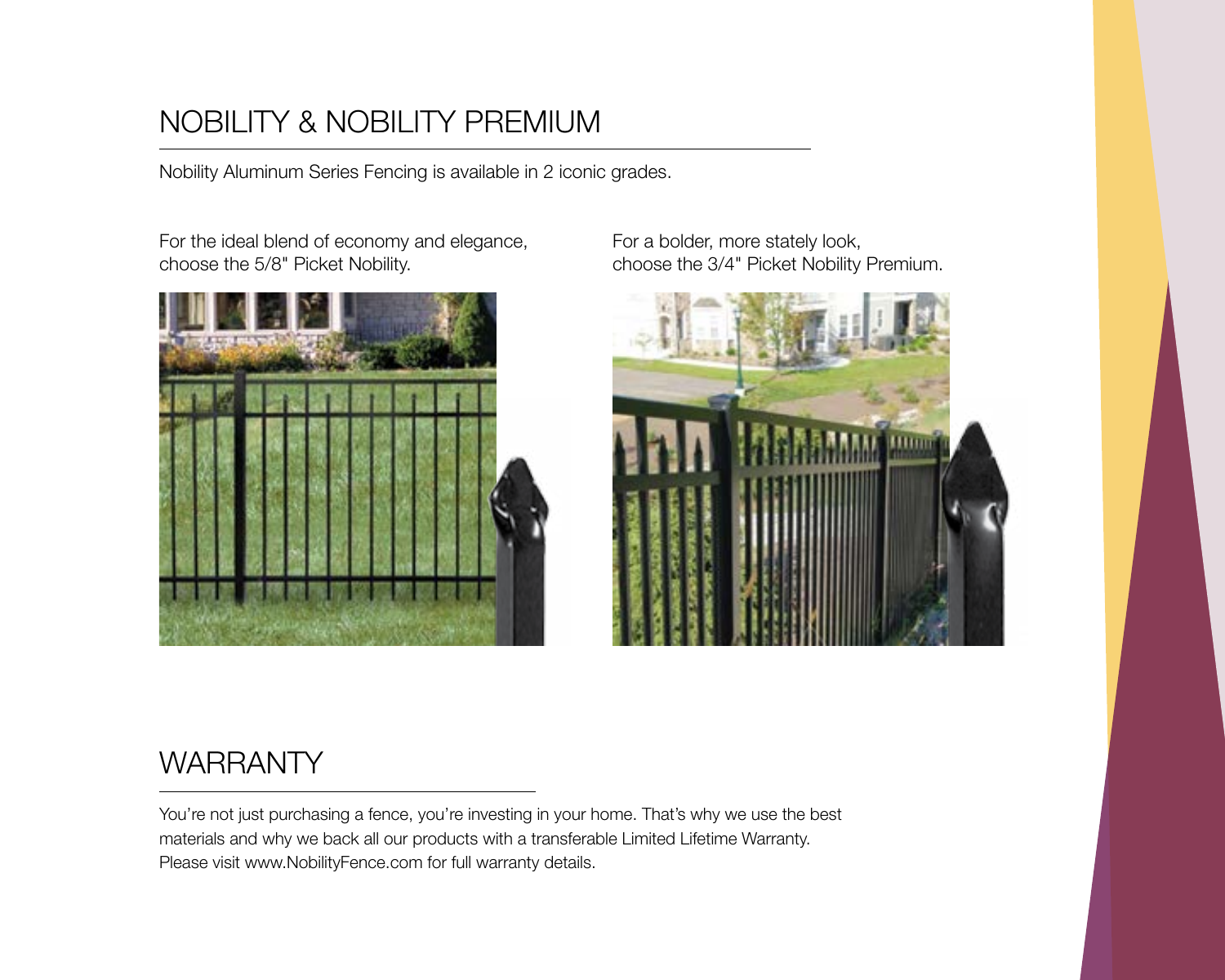# NOBILITY & NOBILITY PREMIUM

Nobility Aluminum Series Fencing is available in 2 iconic grades.

For the ideal blend of economy and elegance, choose the 5/8" Picket Nobility.

For a bolder, more stately look, choose the 3/4" Picket Nobility Premium.

# WARRANTY

You're not just purchasing a fence, you're investing in your home. That's why we use the best materials and why we back all our products with a transferable Limited Lifetime Warranty. Please visit www.NobilityFence.com for full warranty details.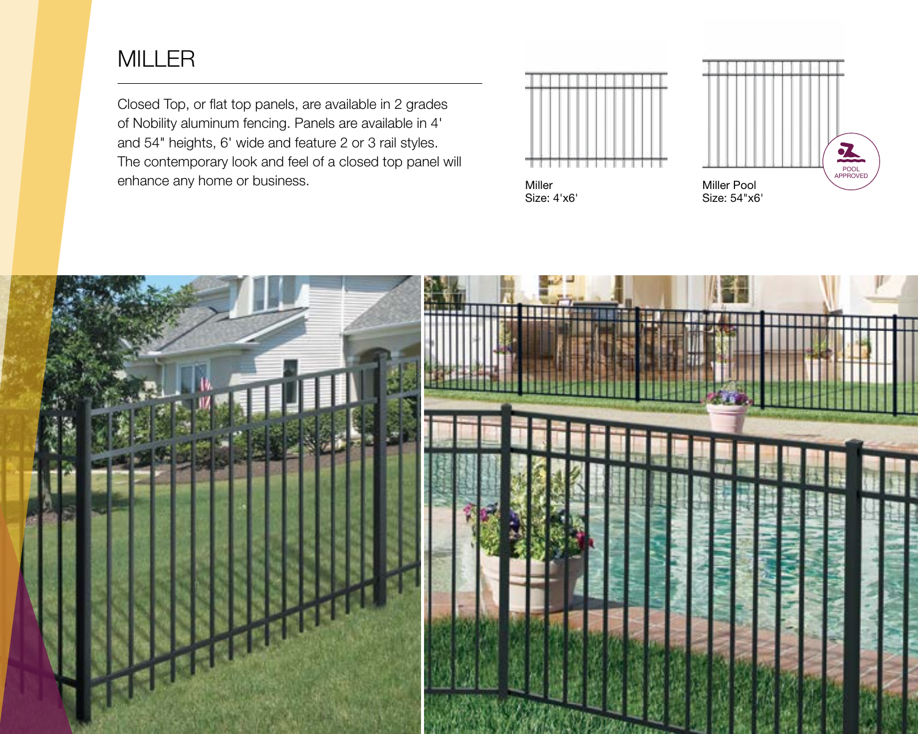# MILLER

Closed Top, or flat top panels, are available in 2 grades of Nobility aluminum fencing. Panels are available in 4' and 54" heights, 6' wide and feature 2 or 3 rail styles. The contemporary look and feel of a closed top panel will enhance any home or business.

Miller
Size: 4'x6'

Miller Pool
Size: 54"x6'

POOL APPROVED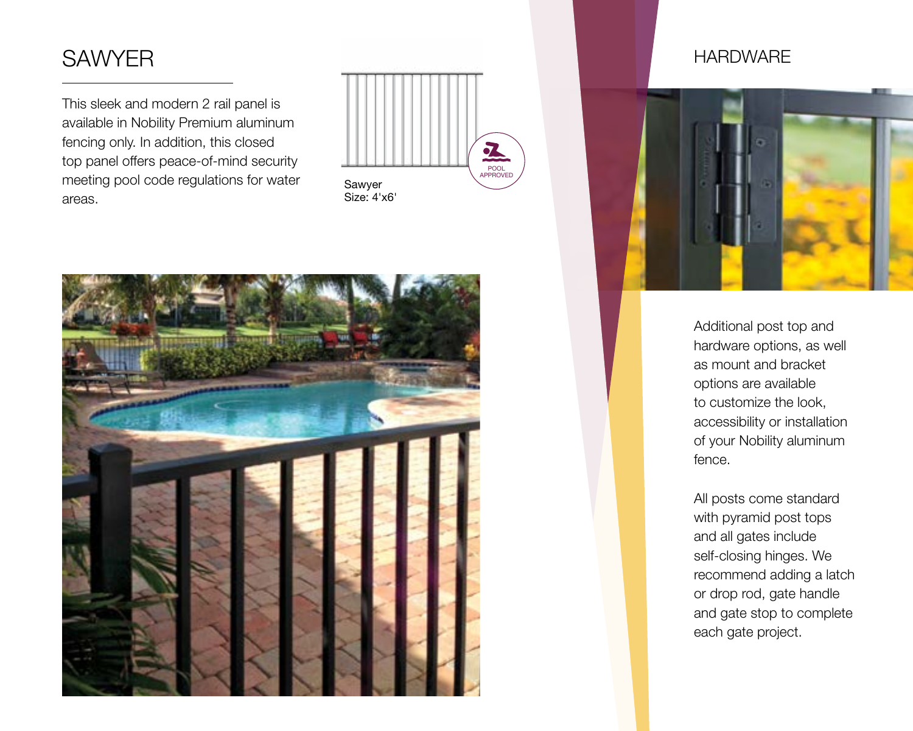## SAWYER

This sleek and modern 2 rail panel is available in Nobility Premium aluminum fencing only. In addition, this closed top panel offers peace-of-mind security meeting pool code regulations for water areas.

Sawyer
Size: 4'x6'

POOL APPROVED

## HARDWARE

Additional post top and hardware options, as well as mount and bracket options are available to customize the look, accessibility or installation of your Nobility aluminum fence.

All posts come standard with pyramid post tops and all gates include self-closing hinges. We recommend adding a latch or drop rod, gate handle and gate stop to complete each gate project.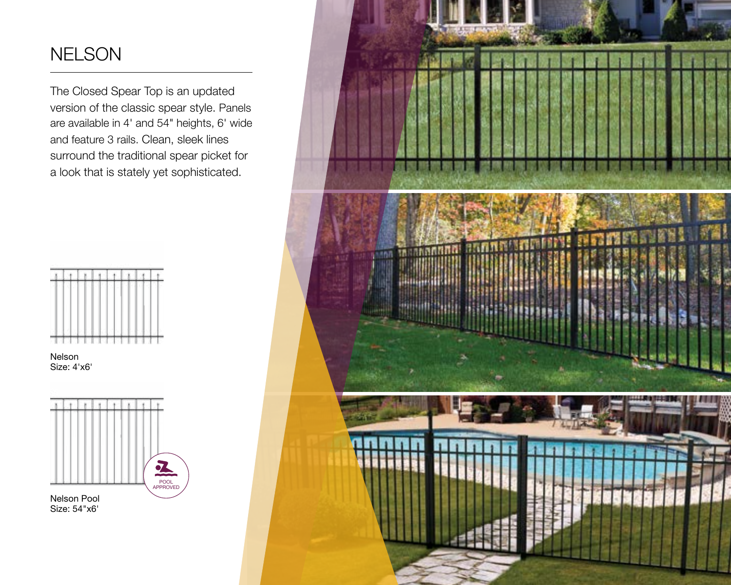# NELSON

The Closed Spear Top is an updated version of the classic spear style. Panels are available in 4' and 54" heights, 6' wide and feature 3 rails. Clean, sleek lines surround the traditional spear picket for a look that is stately yet sophisticated.

Nelson
Size: 4'x6'

POOL APPROVED

Nelson Pool
Size: 54"x6'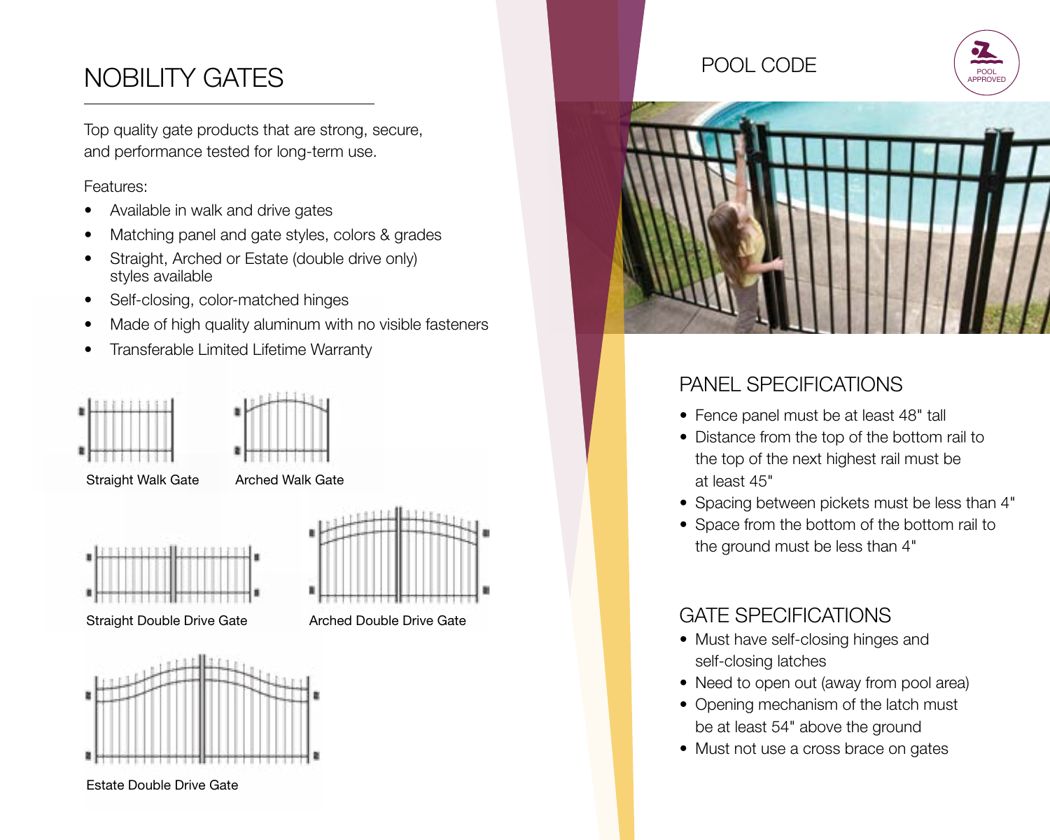# NOBILITY GATES

Top quality gate products that are strong, secure, and performance tested for long-term use.

Features:

- Available in walk and drive gates
- Matching panel and gate styles, colors & grades
- Straight, Arched or Estate (double drive only) styles available
- Self-closing, color-matched hinges
- Made of high quality aluminum with no visible fasteners
- Transferable Limited Lifetime Warranty

Straight Walk Gate

Arched Walk Gate

Straight Double Drive Gate

Arched Double Drive Gate

Estate Double Drive Gate

# POOL CODE

POOL APPROVED

## PANEL SPECIFICATIONS

- Fence panel must be at least 48" tall
- Distance from the top of the bottom rail to the top of the next highest rail must be at least 45"
- Spacing between pickets must be less than 4"
- Space from the bottom of the bottom rail to the ground must be less than 4"

## GATE SPECIFICATIONS

- Must have self-closing hinges and self-closing latches
- Need to open out (away from pool area)
- Opening mechanism of the latch must be at least 54" above the ground
- Must not use a cross brace on gates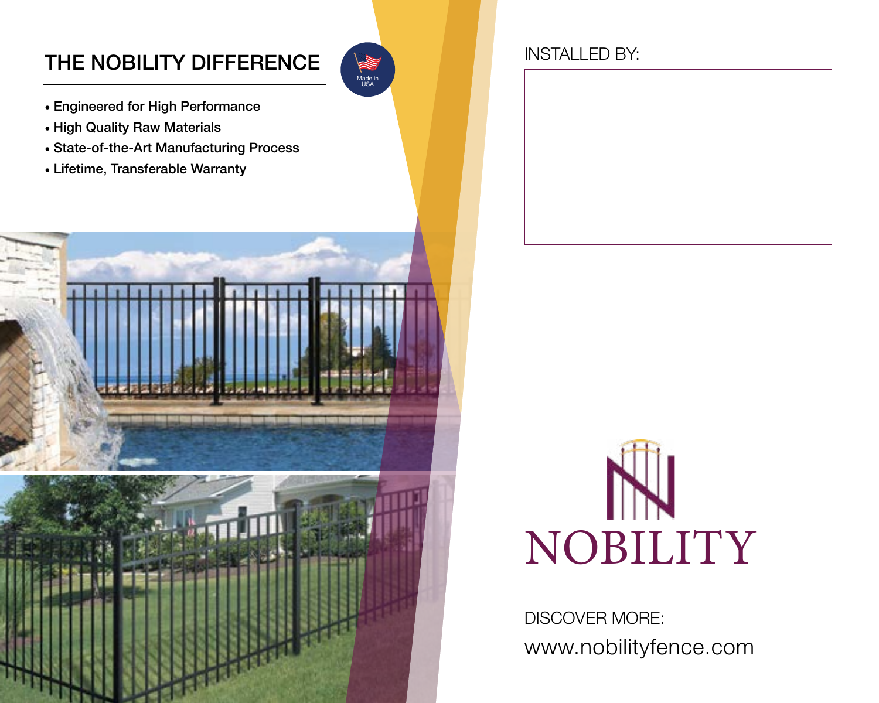## THE NOBILITY DIFFERENCE

Made in USA

- Engineered for High Performance
- High Quality Raw Materials
- State-of-the-Art Manufacturing Process
- Lifetime, Transferable Warranty

INSTALLED BY:

NOBILITY

DISCOVER MORE:

www.nobilityfence.com